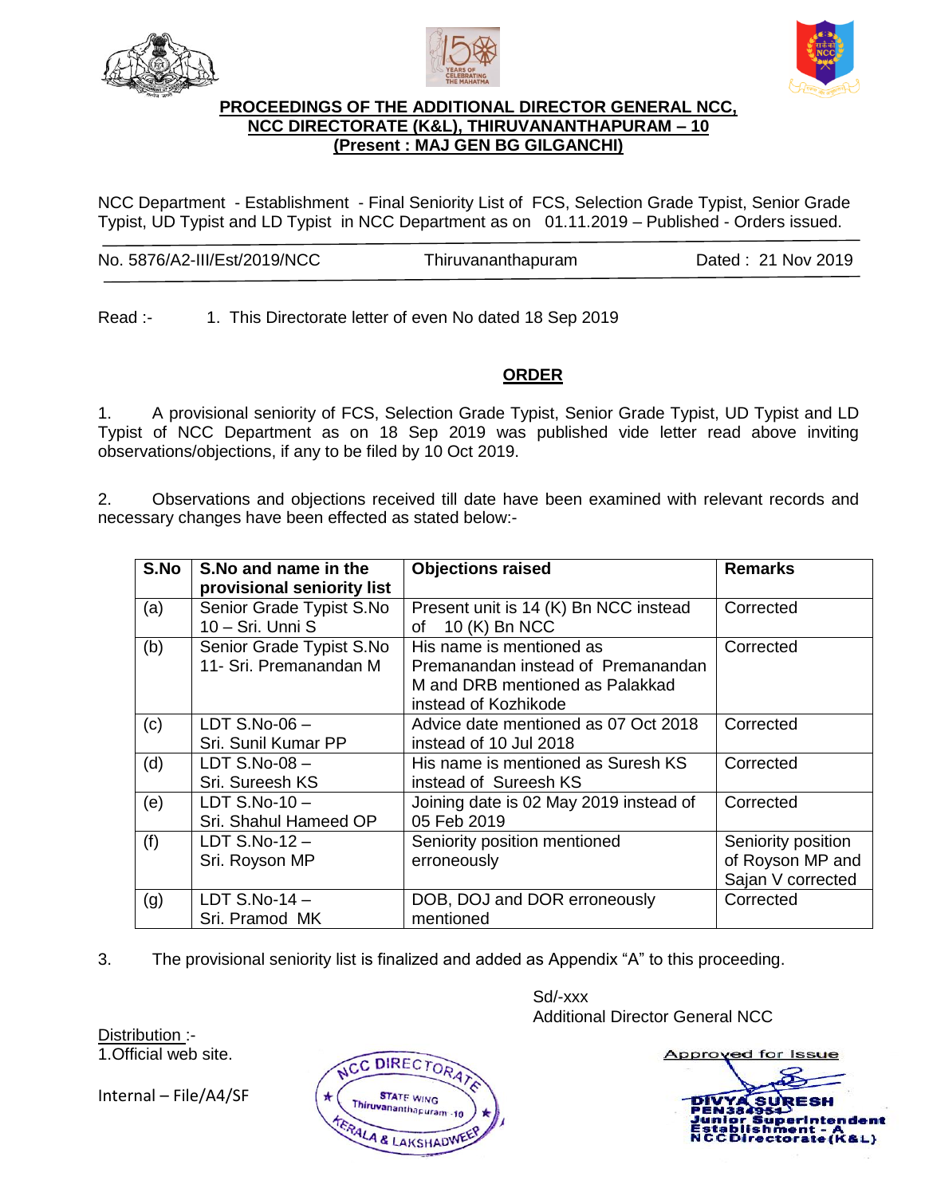**PROCEEDINGS OF THE ADDITIONAL DIRECTOR GENERAL NCC,**
**NCC DIRECTORATE (K&L), THIRUVANANTHAPURAM – 10**
**(Present : MAJ GEN BG GILGANCHI)**

NCC Department - Establishment - Final Seniority List of FCS, Selection Grade Typist, Senior Grade Typist, UD Typist and LD Typist in NCC Department as on 01.11.2019 – Published - Orders issued.

No. 5876/A2-III/Est/2019/NCC     Thiruvananthapuram     Dated : 21 Nov 2019

Read :- 1. This Directorate letter of even No dated 18 Sep 2019

## ORDER

1. A provisional seniority of FCS, Selection Grade Typist, Senior Grade Typist, UD Typist and LD Typist of NCC Department as on 18 Sep 2019 was published vide letter read above inviting observations/objections, if any to be filed by 10 Oct 2019.

2. Observations and objections received till date have been examined with relevant records and necessary changes have been effected as stated below:-

| S.No | S.No and name in the provisional seniority list | Objections raised | Remarks |
|---|---|---|---|
| (a) | Senior Grade Typist S.No 10 – Sri. Unni S | Present unit is 14 (K) Bn NCC instead of 10 (K) Bn NCC | Corrected |
| (b) | Senior Grade Typist S.No 11- Sri. Premanandan M | His name is mentioned as Premanandan instead of Premanandan M and DRB mentioned as Palakkad instead of Kozhikode | Corrected |
| (c) | LDT S.No-06 – Sri. Sunil Kumar PP | Advice date mentioned as 07 Oct 2018 instead of 10 Jul 2018 | Corrected |
| (d) | LDT S.No-08 – Sri. Sureesh KS | His name is mentioned as Suresh KS instead of Sureesh KS | Corrected |
| (e) | LDT S.No-10 – Sri. Shahul Hameed OP | Joining date is 02 May 2019 instead of 05 Feb 2019 | Corrected |
| (f) | LDT S.No-12 – Sri. Royson MP | Seniority position mentioned erroneously | Seniority position of Royson MP and Sajan V corrected |
| (g) | LDT S.No-14 – Sri. Pramod MK | DOB, DOJ and DOR erroneously mentioned | Corrected |

3. The provisional seniority list is finalized and added as Appendix "A" to this proceeding.

Sd/-xxx
Additional Director General NCC

Distribution :-
1.Official web site.

Internal – File/A4/SF

NCC DIRECTORATE
STATE WING
Thiruvananthapuram -10
KERALA & LAKSHADWEEP

Approved for Issue
DIVYA SURESH
PEN384954
Junior Superintendent
Establishment - A
NCC Directorate (K&L)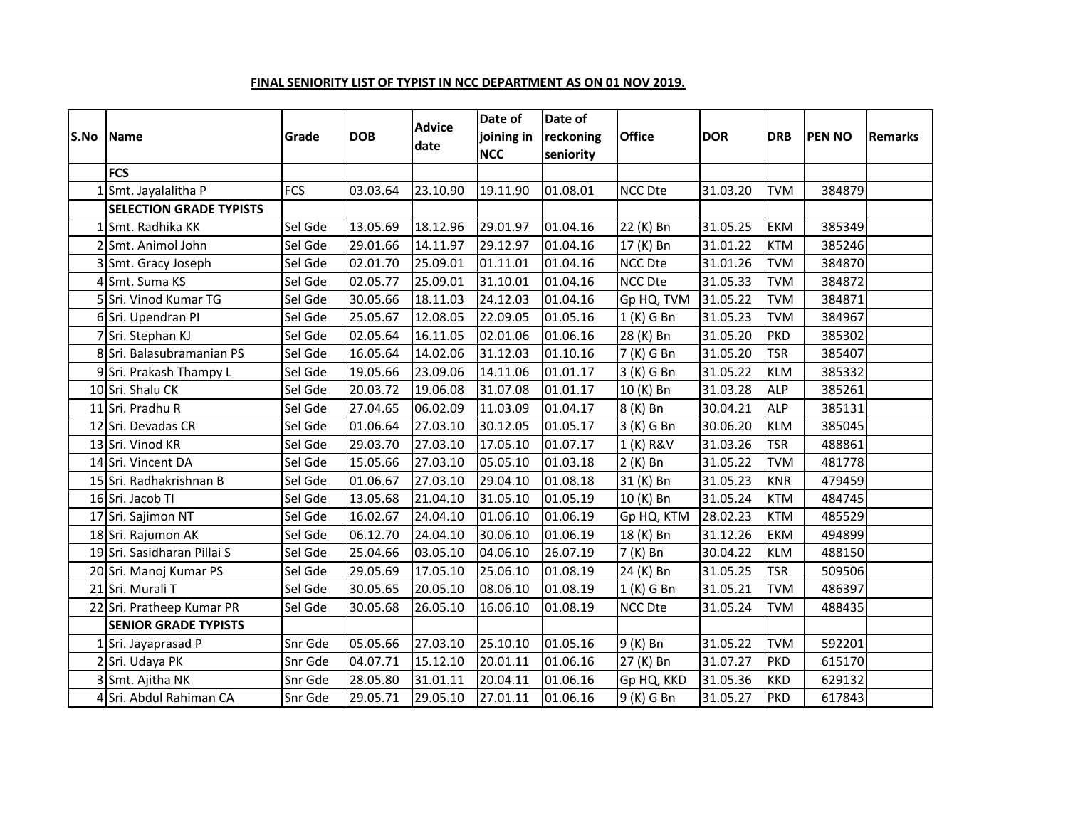**FINAL SENIORITY LIST OF TYPIST IN NCC DEPARTMENT AS ON 01 NOV 2019.**

| S.No | Name | Grade | DOB | Advice date | Date of joining in NCC | Date of reckoning seniority | Office | DOR | DRB | PEN NO | Remarks |
|---|---|---|---|---|---|---|---|---|---|---|---|
| | **FCS** | | | | | | | | | | |
| 1 | Smt. Jayalalitha P | FCS | 03.03.64 | 23.10.90 | 19.11.90 | 01.08.01 | NCC Dte | 31.03.20 | TVM | 384879 | |
| | **SELECTION GRADE TYPISTS** | | | | | | | | | | |
| 1 | Smt. Radhika KK | Sel Gde | 13.05.69 | 18.12.96 | 29.01.97 | 01.04.16 | 22 (K) Bn | 31.05.25 | EKM | 385349 | |
| 2 | Smt. Animol John | Sel Gde | 29.01.66 | 14.11.97 | 29.12.97 | 01.04.16 | 17 (K) Bn | 31.01.22 | KTM | 385246 | |
| 3 | Smt. Gracy Joseph | Sel Gde | 02.01.70 | 25.09.01 | 01.11.01 | 01.04.16 | NCC Dte | 31.01.26 | TVM | 384870 | |
| 4 | Smt. Suma KS | Sel Gde | 02.05.77 | 25.09.01 | 31.10.01 | 01.04.16 | NCC Dte | 31.05.33 | TVM | 384872 | |
| 5 | Sri. Vinod Kumar TG | Sel Gde | 30.05.66 | 18.11.03 | 24.12.03 | 01.04.16 | Gp HQ, TVM | 31.05.22 | TVM | 384871 | |
| 6 | Sri. Upendran PI | Sel Gde | 25.05.67 | 12.08.05 | 22.09.05 | 01.05.16 | 1 (K) G Bn | 31.05.23 | TVM | 384967 | |
| 7 | Sri. Stephan KJ | Sel Gde | 02.05.64 | 16.11.05 | 02.01.06 | 01.06.16 | 28 (K) Bn | 31.05.20 | PKD | 385302 | |
| 8 | Sri. Balasubramanian PS | Sel Gde | 16.05.64 | 14.02.06 | 31.12.03 | 01.10.16 | 7 (K) G Bn | 31.05.20 | TSR | 385407 | |
| 9 | Sri. Prakash Thampy L | Sel Gde | 19.05.66 | 23.09.06 | 14.11.06 | 01.01.17 | 3 (K) G Bn | 31.05.22 | KLM | 385332 | |
| 10 | Sri. Shalu CK | Sel Gde | 20.03.72 | 19.06.08 | 31.07.08 | 01.01.17 | 10 (K) Bn | 31.03.28 | ALP | 385261 | |
| 11 | Sri. Pradhu R | Sel Gde | 27.04.65 | 06.02.09 | 11.03.09 | 01.04.17 | 8 (K) Bn | 30.04.21 | ALP | 385131 | |
| 12 | Sri. Devadas CR | Sel Gde | 01.06.64 | 27.03.10 | 30.12.05 | 01.05.17 | 3 (K) G Bn | 30.06.20 | KLM | 385045 | |
| 13 | Sri. Vinod KR | Sel Gde | 29.03.70 | 27.03.10 | 17.05.10 | 01.07.17 | 1 (K) R&V | 31.03.26 | TSR | 488861 | |
| 14 | Sri. Vincent DA | Sel Gde | 15.05.66 | 27.03.10 | 05.05.10 | 01.03.18 | 2 (K) Bn | 31.05.22 | TVM | 481778 | |
| 15 | Sri. Radhakrishnan B | Sel Gde | 01.06.67 | 27.03.10 | 29.04.10 | 01.08.18 | 31 (K) Bn | 31.05.23 | KNR | 479459 | |
| 16 | Sri. Jacob TI | Sel Gde | 13.05.68 | 21.04.10 | 31.05.10 | 01.05.19 | 10 (K) Bn | 31.05.24 | KTM | 484745 | |
| 17 | Sri. Sajimon NT | Sel Gde | 16.02.67 | 24.04.10 | 01.06.10 | 01.06.19 | Gp HQ, KTM | 28.02.23 | KTM | 485529 | |
| 18 | Sri. Rajumon AK | Sel Gde | 06.12.70 | 24.04.10 | 30.06.10 | 01.06.19 | 18 (K) Bn | 31.12.26 | EKM | 494899 | |
| 19 | Sri. Sasidharan Pillai S | Sel Gde | 25.04.66 | 03.05.10 | 04.06.10 | 26.07.19 | 7 (K) Bn | 30.04.22 | KLM | 488150 | |
| 20 | Sri. Manoj Kumar PS | Sel Gde | 29.05.69 | 17.05.10 | 25.06.10 | 01.08.19 | 24 (K) Bn | 31.05.25 | TSR | 509506 | |
| 21 | Sri. Murali T | Sel Gde | 30.05.65 | 20.05.10 | 08.06.10 | 01.08.19 | 1 (K) G Bn | 31.05.21 | TVM | 486397 | |
| 22 | Sri. Pratheep Kumar PR | Sel Gde | 30.05.68 | 26.05.10 | 16.06.10 | 01.08.19 | NCC Dte | 31.05.24 | TVM | 488435 | |
| | **SENIOR GRADE TYPISTS** | | | | | | | | | | |
| 1 | Sri. Jayaprasad P | Snr Gde | 05.05.66 | 27.03.10 | 25.10.10 | 01.05.16 | 9 (K) Bn | 31.05.22 | TVM | 592201 | |
| 2 | Sri. Udaya PK | Snr Gde | 04.07.71 | 15.12.10 | 20.01.11 | 01.06.16 | 27 (K) Bn | 31.07.27 | PKD | 615170 | |
| 3 | Smt. Ajitha NK | Snr Gde | 28.05.80 | 31.01.11 | 20.04.11 | 01.06.16 | Gp HQ, KKD | 31.05.36 | KKD | 629132 | |
| 4 | Sri. Abdul Rahiman CA | Snr Gde | 29.05.71 | 29.05.10 | 27.01.11 | 01.06.16 | 9 (K) G Bn | 31.05.27 | PKD | 617843 | |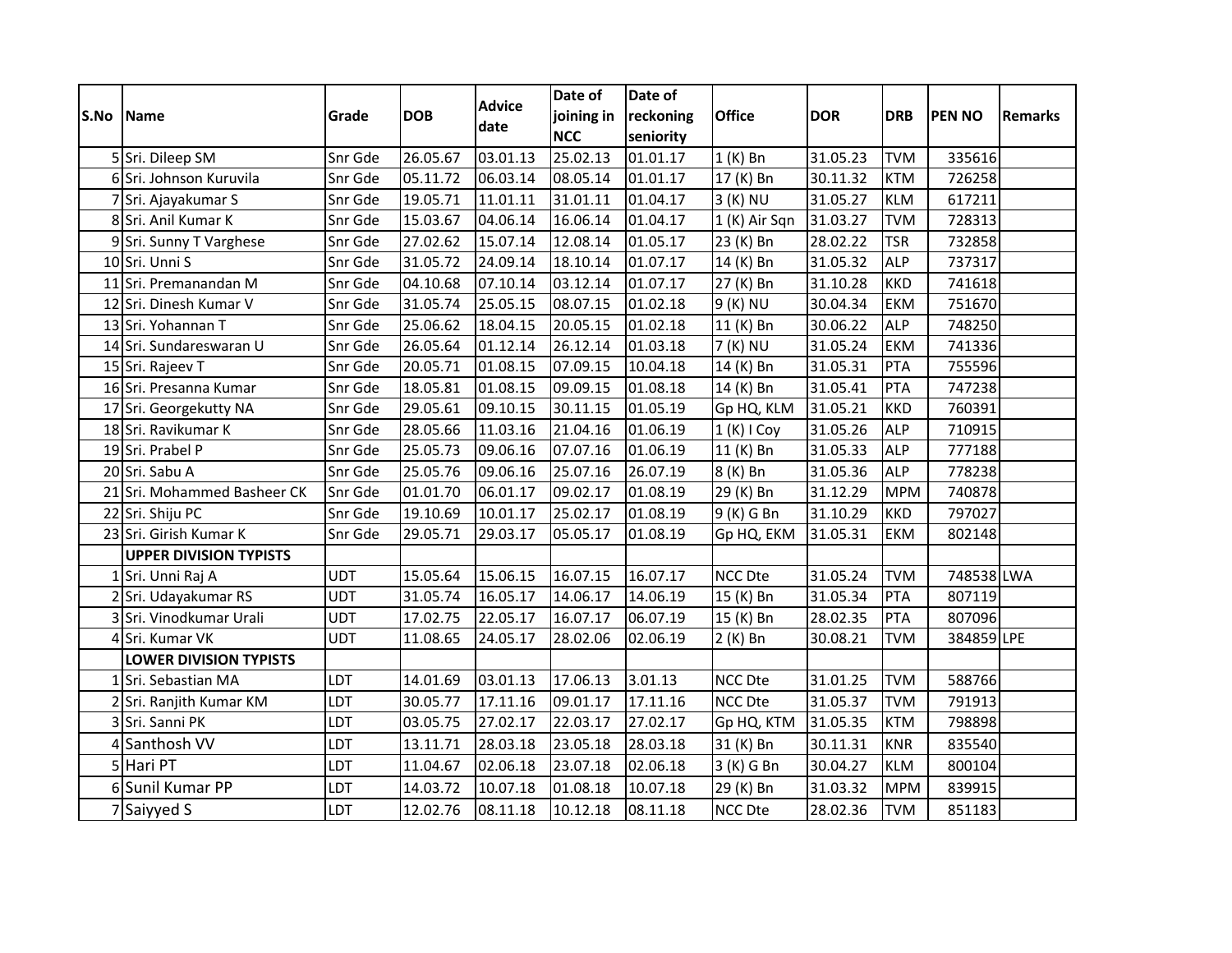| S.No | Name | Grade | DOB | Advice date | Date of joining in NCC | Date of reckoning seniority | Office | DOR | DRB | PEN NO | Remarks |
|---|---|---|---|---|---|---|---|---|---|---|---|
| 5 | Sri. Dileep SM | Snr Gde | 26.05.67 | 03.01.13 | 25.02.13 | 01.01.17 | 1 (K) Bn | 31.05.23 | TVM | 335616 | |
| 6 | Sri. Johnson Kuruvila | Snr Gde | 05.11.72 | 06.03.14 | 08.05.14 | 01.01.17 | 17 (K) Bn | 30.11.32 | KTM | 726258 | |
| 7 | Sri. Ajayakumar S | Snr Gde | 19.05.71 | 11.01.11 | 31.01.11 | 01.04.17 | 3 (K) NU | 31.05.27 | KLM | 617211 | |
| 8 | Sri. Anil Kumar K | Snr Gde | 15.03.67 | 04.06.14 | 16.06.14 | 01.04.17 | 1 (K) Air Sqn | 31.03.27 | TVM | 728313 | |
| 9 | Sri. Sunny T Varghese | Snr Gde | 27.02.62 | 15.07.14 | 12.08.14 | 01.05.17 | 23 (K) Bn | 28.02.22 | TSR | 732858 | |
| 10 | Sri. Unni S | Snr Gde | 31.05.72 | 24.09.14 | 18.10.14 | 01.07.17 | 14 (K) Bn | 31.05.32 | ALP | 737317 | |
| 11 | Sri. Premanandan M | Snr Gde | 04.10.68 | 07.10.14 | 03.12.14 | 01.07.17 | 27 (K) Bn | 31.10.28 | KKD | 741618 | |
| 12 | Sri. Dinesh Kumar V | Snr Gde | 31.05.74 | 25.05.15 | 08.07.15 | 01.02.18 | 9 (K) NU | 30.04.34 | EKM | 751670 | |
| 13 | Sri. Yohannan T | Snr Gde | 25.06.62 | 18.04.15 | 20.05.15 | 01.02.18 | 11 (K) Bn | 30.06.22 | ALP | 748250 | |
| 14 | Sri. Sundareswaran U | Snr Gde | 26.05.64 | 01.12.14 | 26.12.14 | 01.03.18 | 7 (K) NU | 31.05.24 | EKM | 741336 | |
| 15 | Sri. Rajeev T | Snr Gde | 20.05.71 | 01.08.15 | 07.09.15 | 10.04.18 | 14 (K) Bn | 31.05.31 | PTA | 755596 | |
| 16 | Sri. Presanna Kumar | Snr Gde | 18.05.81 | 01.08.15 | 09.09.15 | 01.08.18 | 14 (K) Bn | 31.05.41 | PTA | 747238 | |
| 17 | Sri. Georgekutty NA | Snr Gde | 29.05.61 | 09.10.15 | 30.11.15 | 01.05.19 | Gp HQ, KLM | 31.05.21 | KKD | 760391 | |
| 18 | Sri. Ravikumar K | Snr Gde | 28.05.66 | 11.03.16 | 21.04.16 | 01.06.19 | 1 (K) I Coy | 31.05.26 | ALP | 710915 | |
| 19 | Sri. Prabel P | Snr Gde | 25.05.73 | 09.06.16 | 07.07.16 | 01.06.19 | 11 (K) Bn | 31.05.33 | ALP | 777188 | |
| 20 | Sri. Sabu A | Snr Gde | 25.05.76 | 09.06.16 | 25.07.16 | 26.07.19 | 8 (K) Bn | 31.05.36 | ALP | 778238 | |
| 21 | Sri. Mohammed Basheer CK | Snr Gde | 01.01.70 | 06.01.17 | 09.02.17 | 01.08.19 | 29 (K) Bn | 31.12.29 | MPM | 740878 | |
| 22 | Sri. Shiju PC | Snr Gde | 19.10.69 | 10.01.17 | 25.02.17 | 01.08.19 | 9 (K) G Bn | 31.10.29 | KKD | 797027 | |
| 23 | Sri. Girish Kumar K | Snr Gde | 29.05.71 | 29.03.17 | 05.05.17 | 01.08.19 | Gp HQ, EKM | 31.05.31 | EKM | 802148 | |
| | **UPPER DIVISION TYPISTS** | | | | | | | | | | |
| 1 | Sri. Unni Raj A | UDT | 15.05.64 | 15.06.15 | 16.07.15 | 16.07.17 | NCC Dte | 31.05.24 | TVM | 748538 | LWA |
| 2 | Sri. Udayakumar RS | UDT | 31.05.74 | 16.05.17 | 14.06.17 | 14.06.19 | 15 (K) Bn | 31.05.34 | PTA | 807119 | |
| 3 | Sri. Vinodkumar Urali | UDT | 17.02.75 | 22.05.17 | 16.07.17 | 06.07.19 | 15 (K) Bn | 28.02.35 | PTA | 807096 | |
| 4 | Sri. Kumar VK | UDT | 11.08.65 | 24.05.17 | 28.02.06 | 02.06.19 | 2 (K) Bn | 30.08.21 | TVM | 384859 | LPE |
| | **LOWER DIVISION TYPISTS** | | | | | | | | | | |
| 1 | Sri. Sebastian MA | LDT | 14.01.69 | 03.01.13 | 17.06.13 | 3.01.13 | NCC Dte | 31.01.25 | TVM | 588766 | |
| 2 | Sri. Ranjith Kumar KM | LDT | 30.05.77 | 17.11.16 | 09.01.17 | 17.11.16 | NCC Dte | 31.05.37 | TVM | 791913 | |
| 3 | Sri. Sanni PK | LDT | 03.05.75 | 27.02.17 | 22.03.17 | 27.02.17 | Gp HQ, KTM | 31.05.35 | KTM | 798898 | |
| 4 | Santhosh VV | LDT | 13.11.71 | 28.03.18 | 23.05.18 | 28.03.18 | 31 (K) Bn | 30.11.31 | KNR | 835540 | |
| 5 | Hari PT | LDT | 11.04.67 | 02.06.18 | 23.07.18 | 02.06.18 | 3 (K) G Bn | 30.04.27 | KLM | 800104 | |
| 6 | Sunil Kumar PP | LDT | 14.03.72 | 10.07.18 | 01.08.18 | 10.07.18 | 29 (K) Bn | 31.03.32 | MPM | 839915 | |
| 7 | Saiyyed S | LDT | 12.02.76 | 08.11.18 | 10.12.18 | 08.11.18 | NCC Dte | 28.02.36 | TVM | 851183 | |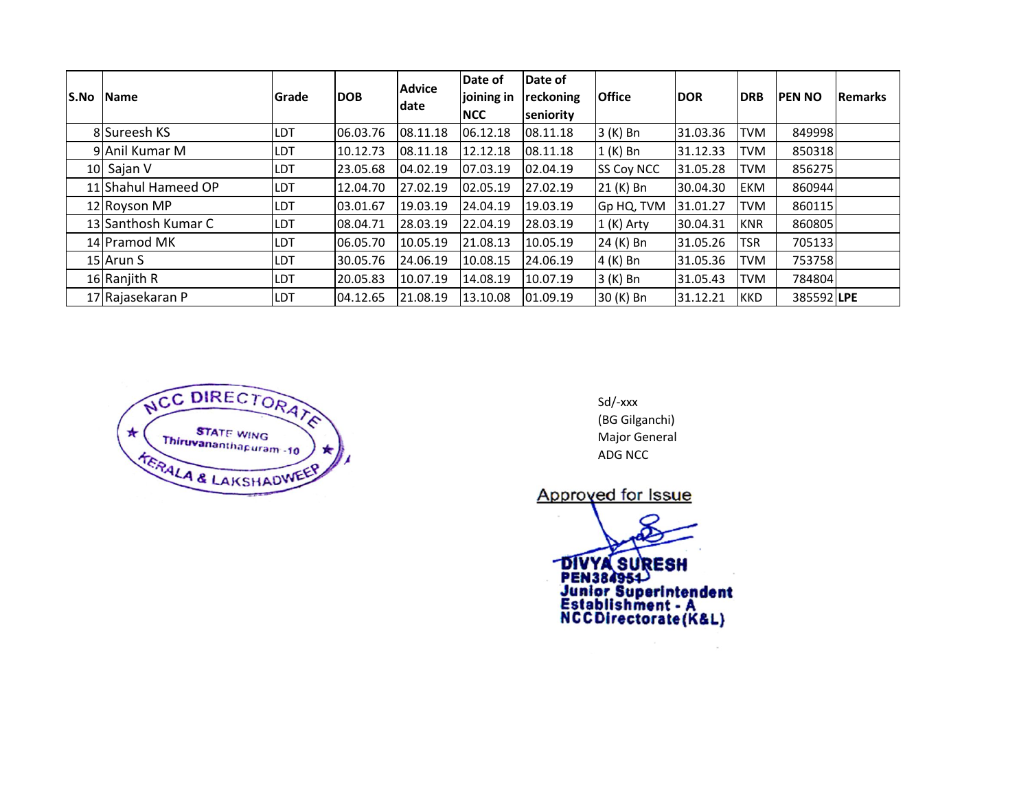| S.No | Name | Grade | DOB | Advice date | Date of joining in NCC | Date of reckoning seniority | Office | DOR | DRB | PEN NO | Remarks |
|---|---|---|---|---|---|---|---|---|---|---|---|
| 8 | Sureesh KS | LDT | 06.03.76 | 08.11.18 | 06.12.18 | 08.11.18 | 3 (K) Bn | 31.03.36 | TVM | 849998 | |
| 9 | Anil Kumar M | LDT | 10.12.73 | 08.11.18 | 12.12.18 | 08.11.18 | 1 (K) Bn | 31.12.33 | TVM | 850318 | |
| 10 | Sajan V | LDT | 23.05.68 | 04.02.19 | 07.03.19 | 02.04.19 | SS Coy NCC | 31.05.28 | TVM | 856275 | |
| 11 | Shahul Hameed OP | LDT | 12.04.70 | 27.02.19 | 02.05.19 | 27.02.19 | 21 (K) Bn | 30.04.30 | EKM | 860944 | |
| 12 | Royson MP | LDT | 03.01.67 | 19.03.19 | 24.04.19 | 19.03.19 | Gp HQ, TVM | 31.01.27 | TVM | 860115 | |
| 13 | Santhosh Kumar C | LDT | 08.04.71 | 28.03.19 | 22.04.19 | 28.03.19 | 1 (K) Arty | 30.04.31 | KNR | 860805 | |
| 14 | Pramod MK | LDT | 06.05.70 | 10.05.19 | 21.08.13 | 10.05.19 | 24 (K) Bn | 31.05.26 | TSR | 705133 | |
| 15 | Arun S | LDT | 30.05.76 | 24.06.19 | 10.08.15 | 24.06.19 | 4 (K) Bn | 31.05.36 | TVM | 753758 | |
| 16 | Ranjith R | LDT | 20.05.83 | 10.07.19 | 14.08.19 | 10.07.19 | 3 (K) Bn | 31.05.43 | TVM | 784804 | |
| 17 | Rajasekaran P | LDT | 04.12.65 | 21.08.19 | 13.10.08 | 01.09.19 | 30 (K) Bn | 31.12.21 | KKD | 385592 | **LPE** |

NCC DIRECTORATE
STATE WING
Thiruvananthapuram -10
KERALA & LAKSHADWEEP

Sd/-xxx
(BG Gilganchi)
Major General
ADG NCC

Approved for Issue

DIVYA SURESH
PEN384951
Junior Superintendent
Establishment - A
NCC Directorate (K&L)